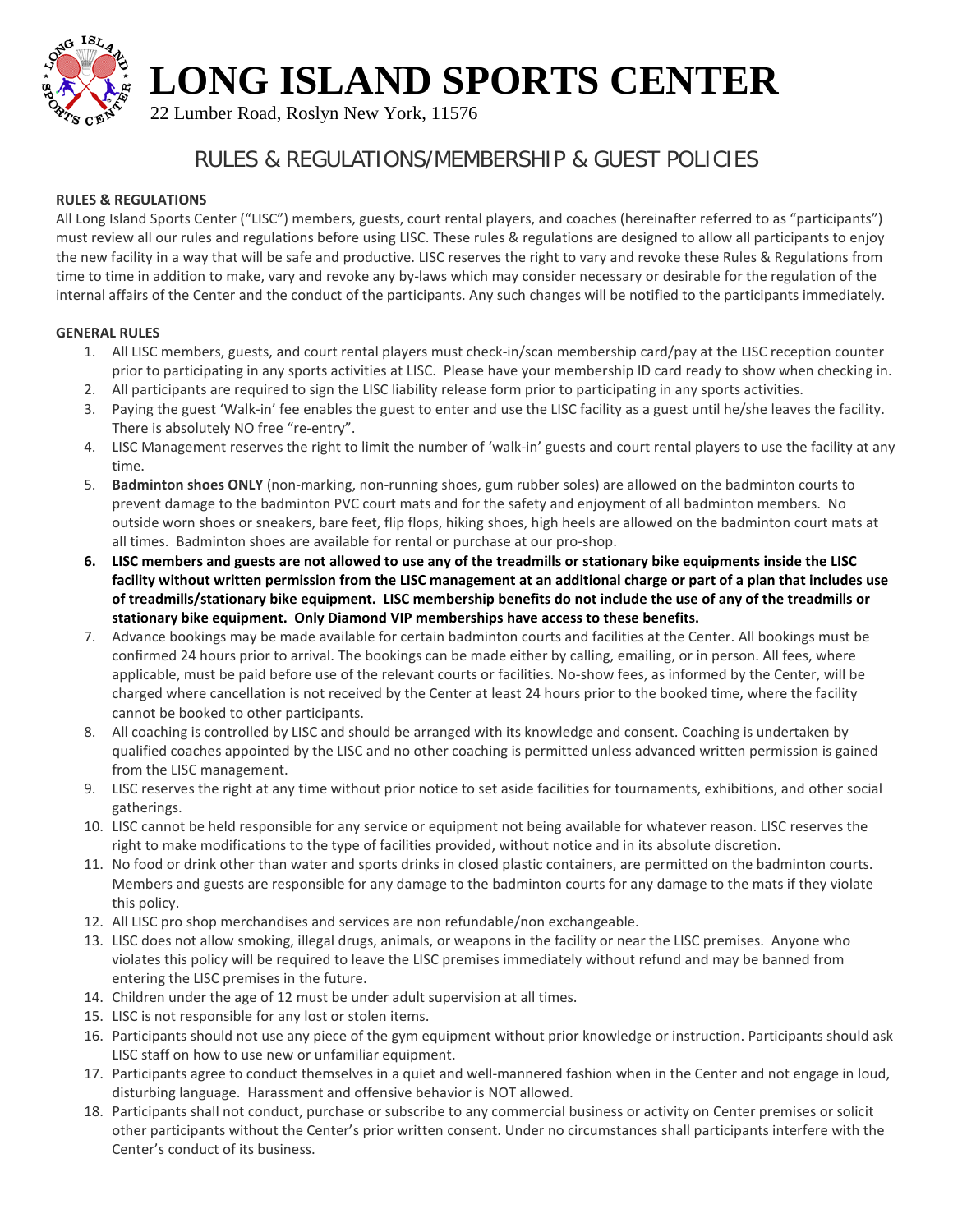# LONG ISLAND SPORTS CENTER

22 Lumber Road, Roslyn New York, 11576

## RULES & REGULATIONS/MEMBERSHIP & GUEST POLICIES

**RULES & REGULATIONS**

All Long Island Sports Center ("LISC") members, guests, court rental players, and coaches (hereinafter referred to as "participants") must review all our rules and regulations before using LISC. These rules & regulations are designed to allow all participants to enjoy the new facility in a way that will be safe and productive. LISC reserves the right to vary and revoke these Rules & Regulations from time to time in addition to make, vary and revoke any by-laws which may consider necessary or desirable for the regulation of the internal affairs of the Center and the conduct of the participants. Any such changes will be notified to the participants immediately.

**GENERAL RULES**

1. All LISC members, guests, and court rental players must check-in/scan membership card/pay at the LISC reception counter prior to participating in any sports activities at LISC. Please have your membership ID card ready to show when checking in.
2. All participants are required to sign the LISC liability release form prior to participating in any sports activities.
3. Paying the guest 'Walk-in' fee enables the guest to enter and use the LISC facility as a guest until he/she leaves the facility. There is absolutely NO free "re-entry".
4. LISC Management reserves the right to limit the number of 'walk-in' guests and court rental players to use the facility at any time.
5. **Badminton shoes ONLY** (non-marking, non-running shoes, gum rubber soles) are allowed on the badminton courts to prevent damage to the badminton PVC court mats and for the safety and enjoyment of all badminton members. No outside worn shoes or sneakers, bare feet, flip flops, hiking shoes, high heels are allowed on the badminton court mats at all times. Badminton shoes are available for rental or purchase at our pro-shop.
6. **LISC members and guests are not allowed to use any of the treadmills or stationary bike equipments inside the LISC facility without written permission from the LISC management at an additional charge or part of a plan that includes use of treadmills/stationary bike equipment. LISC membership benefits do not include the use of any of the treadmills or stationary bike equipment. Only Diamond VIP memberships have access to these benefits.**
7. Advance bookings may be made available for certain badminton courts and facilities at the Center. All bookings must be confirmed 24 hours prior to arrival. The bookings can be made either by calling, emailing, or in person. All fees, where applicable, must be paid before use of the relevant courts or facilities. No-show fees, as informed by the Center, will be charged where cancellation is not received by the Center at least 24 hours prior to the booked time, where the facility cannot be booked to other participants.
8. All coaching is controlled by LISC and should be arranged with its knowledge and consent. Coaching is undertaken by qualified coaches appointed by the LISC and no other coaching is permitted unless advanced written permission is gained from the LISC management.
9. LISC reserves the right at any time without prior notice to set aside facilities for tournaments, exhibitions, and other social gatherings.
10. LISC cannot be held responsible for any service or equipment not being available for whatever reason. LISC reserves the right to make modifications to the type of facilities provided, without notice and in its absolute discretion.
11. No food or drink other than water and sports drinks in closed plastic containers, are permitted on the badminton courts. Members and guests are responsible for any damage to the badminton courts for any damage to the mats if they violate this policy.
12. All LISC pro shop merchandises and services are non refundable/non exchangeable.
13. LISC does not allow smoking, illegal drugs, animals, or weapons in the facility or near the LISC premises. Anyone who violates this policy will be required to leave the LISC premises immediately without refund and may be banned from entering the LISC premises in the future.
14. Children under the age of 12 must be under adult supervision at all times.
15. LISC is not responsible for any lost or stolen items.
16. Participants should not use any piece of the gym equipment without prior knowledge or instruction. Participants should ask LISC staff on how to use new or unfamiliar equipment.
17. Participants agree to conduct themselves in a quiet and well-mannered fashion when in the Center and not engage in loud, disturbing language. Harassment and offensive behavior is NOT allowed.
18. Participants shall not conduct, purchase or subscribe to any commercial business or activity on Center premises or solicit other participants without the Center's prior written consent. Under no circumstances shall participants interfere with the Center's conduct of its business.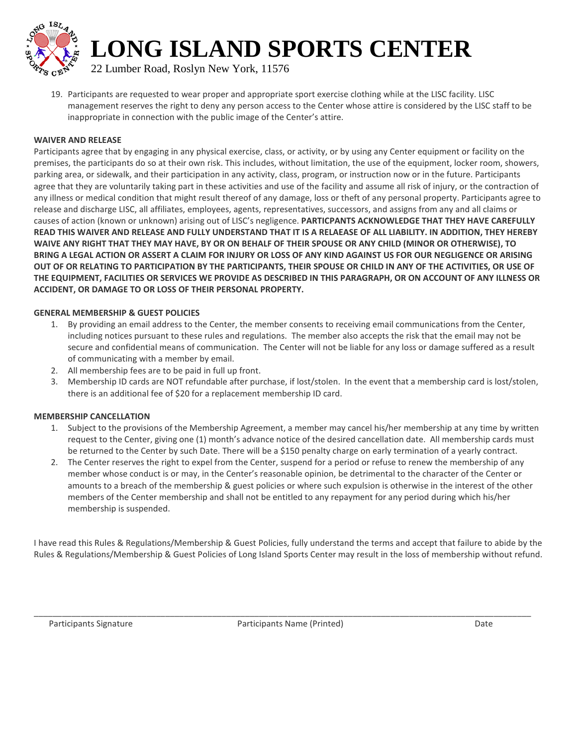# LONG ISLAND SPORTS CENTER

22 Lumber Road, Roslyn New York, 11576

19. Participants are requested to wear proper and appropriate sport exercise clothing while at the LISC facility. LISC management reserves the right to deny any person access to the Center whose attire is considered by the LISC staff to be inappropriate in connection with the public image of the Center's attire.

**WAIVER AND RELEASE**

Participants agree that by engaging in any physical exercise, class, or activity, or by using any Center equipment or facility on the premises, the participants do so at their own risk. This includes, without limitation, the use of the equipment, locker room, showers, parking area, or sidewalk, and their participation in any activity, class, program, or instruction now or in the future. Participants agree that they are voluntarily taking part in these activities and use of the facility and assume all risk of injury, or the contraction of any illness or medical condition that might result thereof of any damage, loss or theft of any personal property. Participants agree to release and discharge LISC, all affiliates, employees, agents, representatives, successors, and assigns from any and all claims or causes of action (known or unknown) arising out of LISC's negligence. **PARTICPANTS ACKNOWLEDGE THAT THEY HAVE CAREFULLY READ THIS WAIVER AND RELEASE AND FULLY UNDERSTAND THAT IT IS A RELAEASE OF ALL LIABILITY. IN ADDITION, THEY HEREBY WAIVE ANY RIGHT THAT THEY MAY HAVE, BY OR ON BEHALF OF THEIR SPOUSE OR ANY CHILD (MINOR OR OTHERWISE), TO BRING A LEGAL ACTION OR ASSERT A CLAIM FOR INJURY OR LOSS OF ANY KIND AGAINST US FOR OUR NEGLIGENCE OR ARISING OUT OF OR RELATING TO PARTICIPATION BY THE PARTICIPANTS, THEIR SPOUSE OR CHILD IN ANY OF THE ACTIVITIES, OR USE OF THE EQUIPMENT, FACILITIES OR SERVICES WE PROVIDE AS DESCRIBED IN THIS PARAGRAPH, OR ON ACCOUNT OF ANY ILLNESS OR ACCIDENT, OR DAMAGE TO OR LOSS OF THEIR PERSONAL PROPERTY.**

**GENERAL MEMBERSHIP & GUEST POLICIES**

1. By providing an email address to the Center, the member consents to receiving email communications from the Center, including notices pursuant to these rules and regulations. The member also accepts the risk that the email may not be secure and confidential means of communication. The Center will not be liable for any loss or damage suffered as a result of communicating with a member by email.
2. All membership fees are to be paid in full up front.
3. Membership ID cards are NOT refundable after purchase, if lost/stolen. In the event that a membership card is lost/stolen, there is an additional fee of $20 for a replacement membership ID card.

**MEMBERSHIP CANCELLATION**

1. Subject to the provisions of the Membership Agreement, a member may cancel his/her membership at any time by written request to the Center, giving one (1) month's advance notice of the desired cancellation date. All membership cards must be returned to the Center by such Date. There will be a $150 penalty charge on early termination of a yearly contract.
2. The Center reserves the right to expel from the Center, suspend for a period or refuse to renew the membership of any member whose conduct is or may, in the Center's reasonable opinion, be detrimental to the character of the Center or amounts to a breach of the membership & guest policies or where such expulsion is otherwise in the interest of the other members of the Center membership and shall not be entitled to any repayment for any period during which his/her membership is suspended.

I have read this Rules & Regulations/Membership & Guest Policies, fully understand the terms and accept that failure to abide by the Rules & Regulations/Membership & Guest Policies of Long Island Sports Center may result in the loss of membership without refund.

\_\_\_\_\_\_\_\_\_\_\_\_\_\_\_\_\_\_\_\_\_\_\_\_\_\_\_\_\_\_\_\_\_\_\_\_\_\_\_\_\_\_\_\_\_\_\_\_\_\_\_\_\_\_\_\_\_\_\_\_\_\_\_\_\_\_\_\_\_\_\_\_

Participants Signature          Participants Name (Printed)          Date